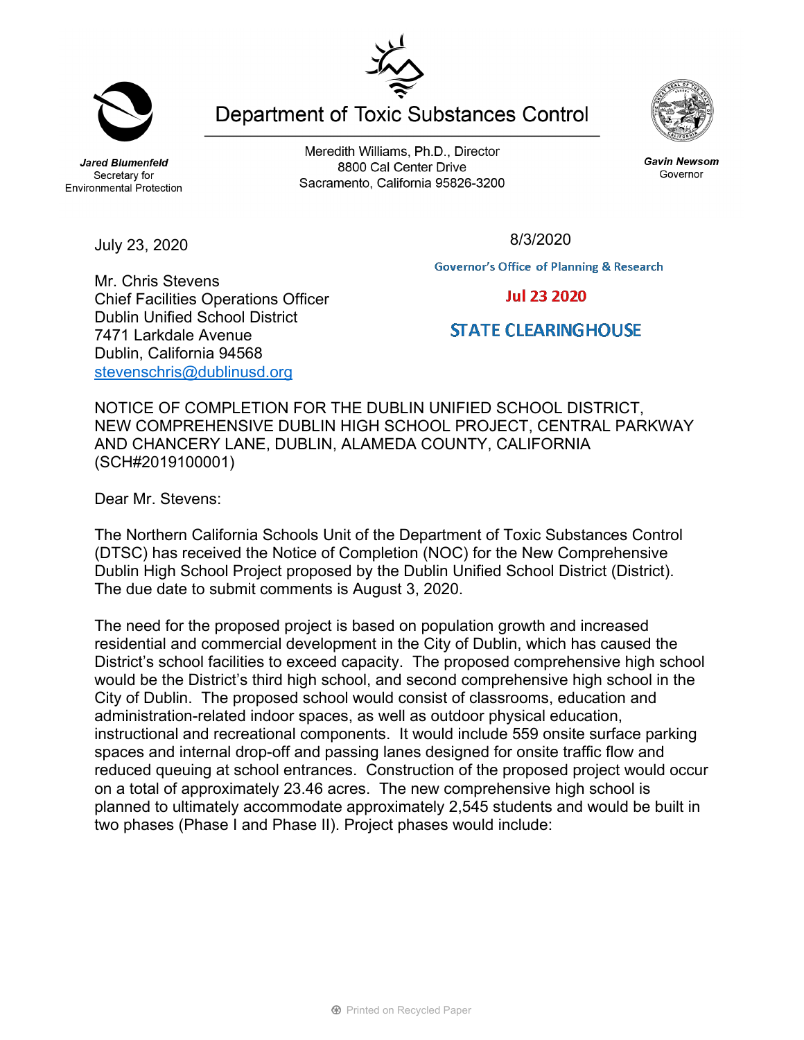Jared Blumenfeld
Secretary for
Environmental Protection

# Department of Toxic Substances Control

Meredith Williams, Ph.D., Director
8800 Cal Center Drive
Sacramento, California 95826-3200

Gavin Newsom
Governor

July 23, 2020

8/3/2020

Governor's Office of Planning & Research

Jul 23 2020

STATE CLEARINGHOUSE

Mr. Chris Stevens
Chief Facilities Operations Officer
Dublin Unified School District
7471 Larkdale Avenue
Dublin, California 94568
stevenschris@dublinusd.org

NOTICE OF COMPLETION FOR THE DUBLIN UNIFIED SCHOOL DISTRICT, NEW COMPREHENSIVE DUBLIN HIGH SCHOOL PROJECT, CENTRAL PARKWAY AND CHANCERY LANE, DUBLIN, ALAMEDA COUNTY, CALIFORNIA (SCH#2019100001)

Dear Mr. Stevens:

The Northern California Schools Unit of the Department of Toxic Substances Control (DTSC) has received the Notice of Completion (NOC) for the New Comprehensive Dublin High School Project proposed by the Dublin Unified School District (District). The due date to submit comments is August 3, 2020.

The need for the proposed project is based on population growth and increased residential and commercial development in the City of Dublin, which has caused the District's school facilities to exceed capacity. The proposed comprehensive high school would be the District's third high school, and second comprehensive high school in the City of Dublin. The proposed school would consist of classrooms, education and administration-related indoor spaces, as well as outdoor physical education, instructional and recreational components. It would include 559 onsite surface parking spaces and internal drop-off and passing lanes designed for onsite traffic flow and reduced queuing at school entrances. Construction of the proposed project would occur on a total of approximately 23.46 acres. The new comprehensive high school is planned to ultimately accommodate approximately 2,545 students and would be built in two phases (Phase I and Phase II). Project phases would include: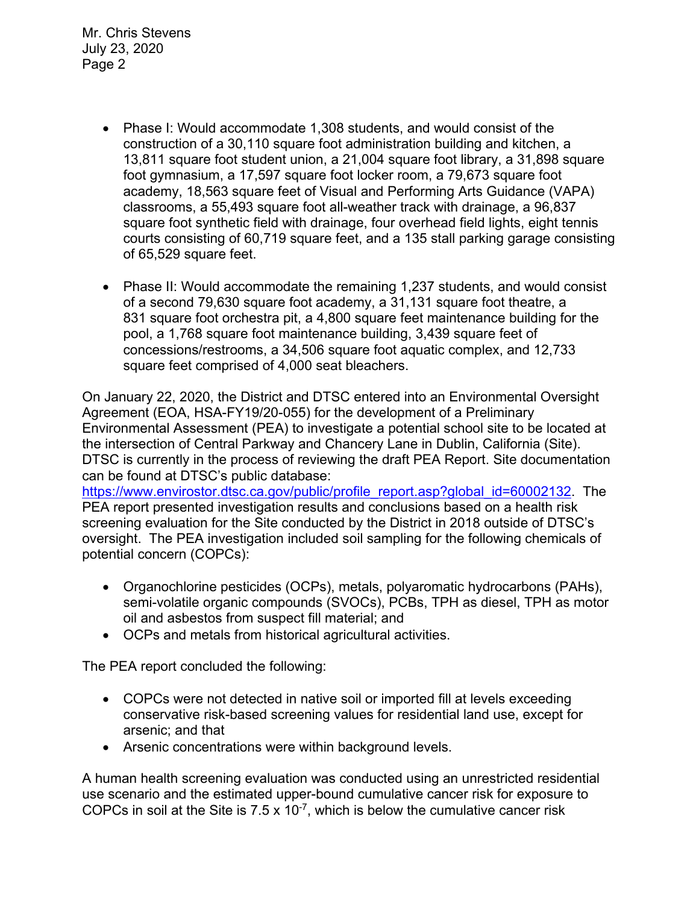- Phase I: Would accommodate 1,308 students, and would consist of the construction of a 30,110 square foot administration building and kitchen, a 13,811 square foot student union, a 21,004 square foot library, a 31,898 square foot gymnasium, a 17,597 square foot locker room, a 79,673 square foot academy, 18,563 square feet of Visual and Performing Arts Guidance (VAPA) classrooms, a 55,493 square foot all-weather track with drainage, a 96,837 square foot synthetic field with drainage, four overhead field lights, eight tennis courts consisting of 60,719 square feet, and a 135 stall parking garage consisting of 65,529 square feet.

- Phase II: Would accommodate the remaining 1,237 students, and would consist of a second 79,630 square foot academy, a 31,131 square foot theatre, a 831 square foot orchestra pit, a 4,800 square feet maintenance building for the pool, a 1,768 square foot maintenance building, 3,439 square feet of concessions/restrooms, a 34,506 square foot aquatic complex, and 12,733 square feet comprised of 4,000 seat bleachers.

On January 22, 2020, the District and DTSC entered into an Environmental Oversight Agreement (EOA, HSA-FY19/20-055) for the development of a Preliminary Environmental Assessment (PEA) to investigate a potential school site to be located at the intersection of Central Parkway and Chancery Lane in Dublin, California (Site). DTSC is currently in the process of reviewing the draft PEA Report. Site documentation can be found at DTSC's public database: https://www.envirostor.dtsc.ca.gov/public/profile_report.asp?global_id=60002132. The PEA report presented investigation results and conclusions based on a health risk screening evaluation for the Site conducted by the District in 2018 outside of DTSC's oversight. The PEA investigation included soil sampling for the following chemicals of potential concern (COPCs):

- Organochlorine pesticides (OCPs), metals, polyaromatic hydrocarbons (PAHs), semi-volatile organic compounds (SVOCs), PCBs, TPH as diesel, TPH as motor oil and asbestos from suspect fill material; and
- OCPs and metals from historical agricultural activities.

The PEA report concluded the following:

- COPCs were not detected in native soil or imported fill at levels exceeding conservative risk-based screening values for residential land use, except for arsenic; and that
- Arsenic concentrations were within background levels.

A human health screening evaluation was conducted using an unrestricted residential use scenario and the estimated upper-bound cumulative cancer risk for exposure to COPCs in soil at the Site is $7.5 \times 10^{-7}$, which is below the cumulative cancer risk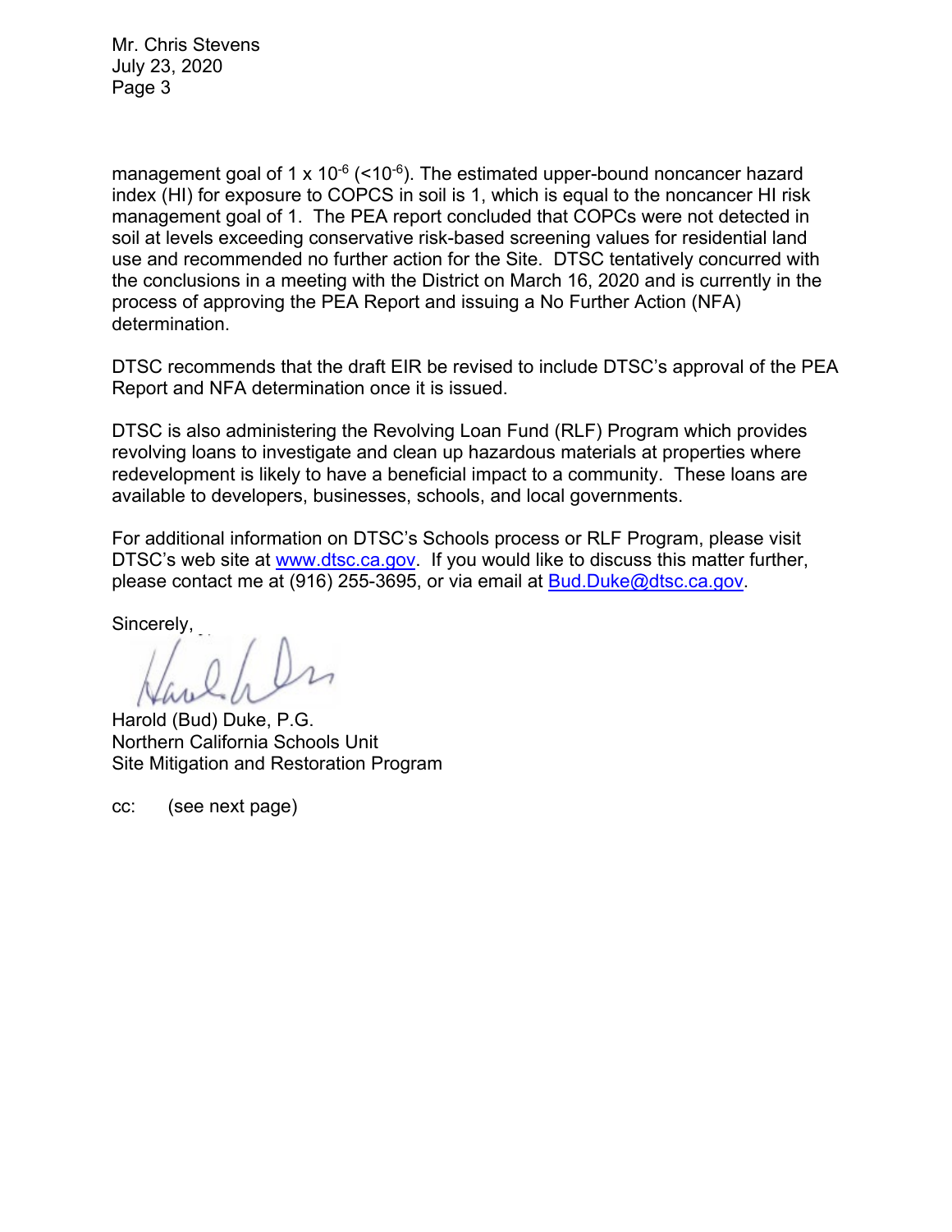management goal of 1 x $10^{-6}$ (<$10^{-6}$). The estimated upper-bound noncancer hazard index (HI) for exposure to COPCS in soil is 1, which is equal to the noncancer HI risk management goal of 1. The PEA report concluded that COPCs were not detected in soil at levels exceeding conservative risk-based screening values for residential land use and recommended no further action for the Site. DTSC tentatively concurred with the conclusions in a meeting with the District on March 16, 2020 and is currently in the process of approving the PEA Report and issuing a No Further Action (NFA) determination.

DTSC recommends that the draft EIR be revised to include DTSC's approval of the PEA Report and NFA determination once it is issued.

DTSC is also administering the Revolving Loan Fund (RLF) Program which provides revolving loans to investigate and clean up hazardous materials at properties where redevelopment is likely to have a beneficial impact to a community. These loans are available to developers, businesses, schools, and local governments.

For additional information on DTSC's Schools process or RLF Program, please visit DTSC's web site at www.dtsc.ca.gov. If you would like to discuss this matter further, please contact me at (916) 255-3695, or via email at Bud.Duke@dtsc.ca.gov.

Sincerely,

Harold (Bud) Duke, P.G.
Northern California Schools Unit
Site Mitigation and Restoration Program

cc: (see next page)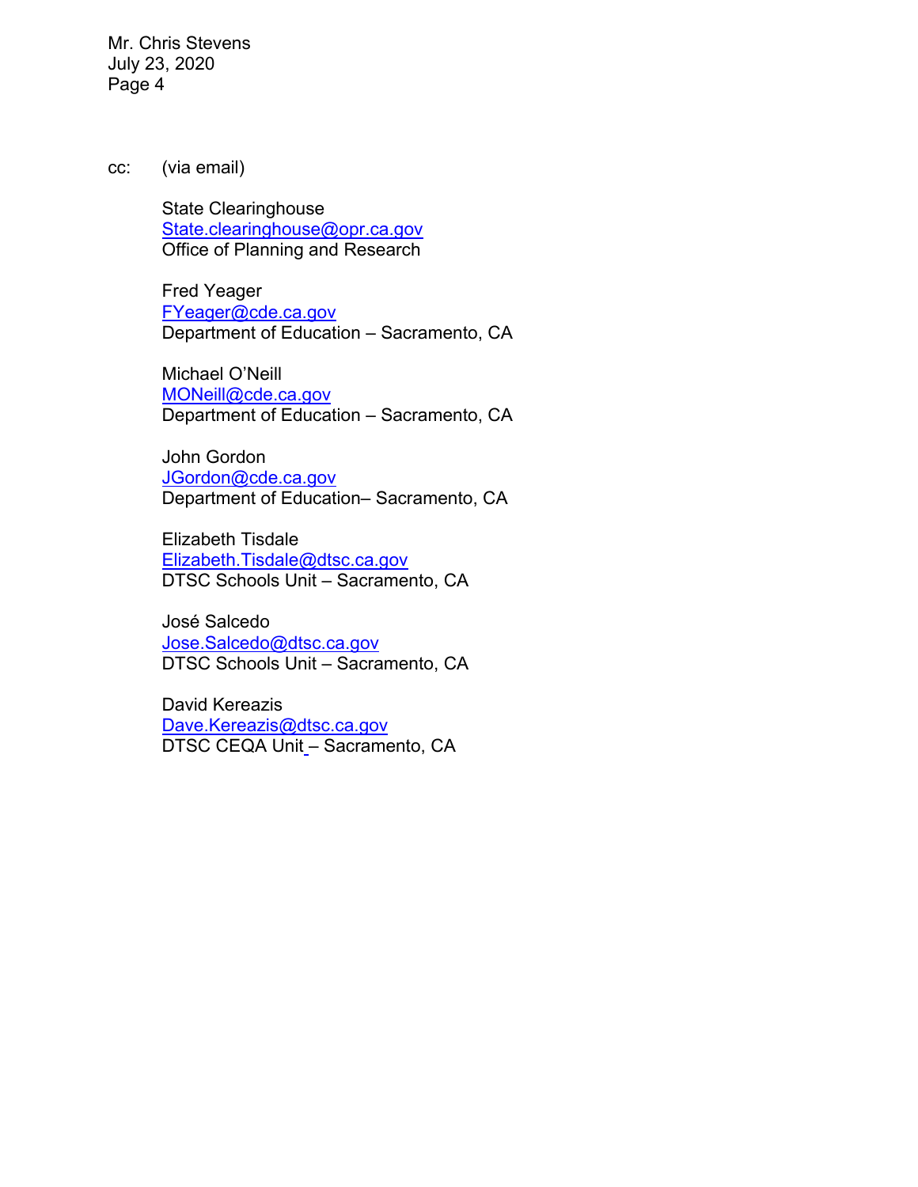cc: (via email)

State Clearinghouse
State.clearinghouse@opr.ca.gov
Office of Planning and Research

Fred Yeager
FYeager@cde.ca.gov
Department of Education – Sacramento, CA

Michael O'Neill
MONeill@cde.ca.gov
Department of Education – Sacramento, CA

John Gordon
JGordon@cde.ca.gov
Department of Education– Sacramento, CA

Elizabeth Tisdale
Elizabeth.Tisdale@dtsc.ca.gov
DTSC Schools Unit – Sacramento, CA

José Salcedo
Jose.Salcedo@dtsc.ca.gov
DTSC Schools Unit – Sacramento, CA

David Kereazis
Dave.Kereazis@dtsc.ca.gov
DTSC CEQA Unit – Sacramento, CA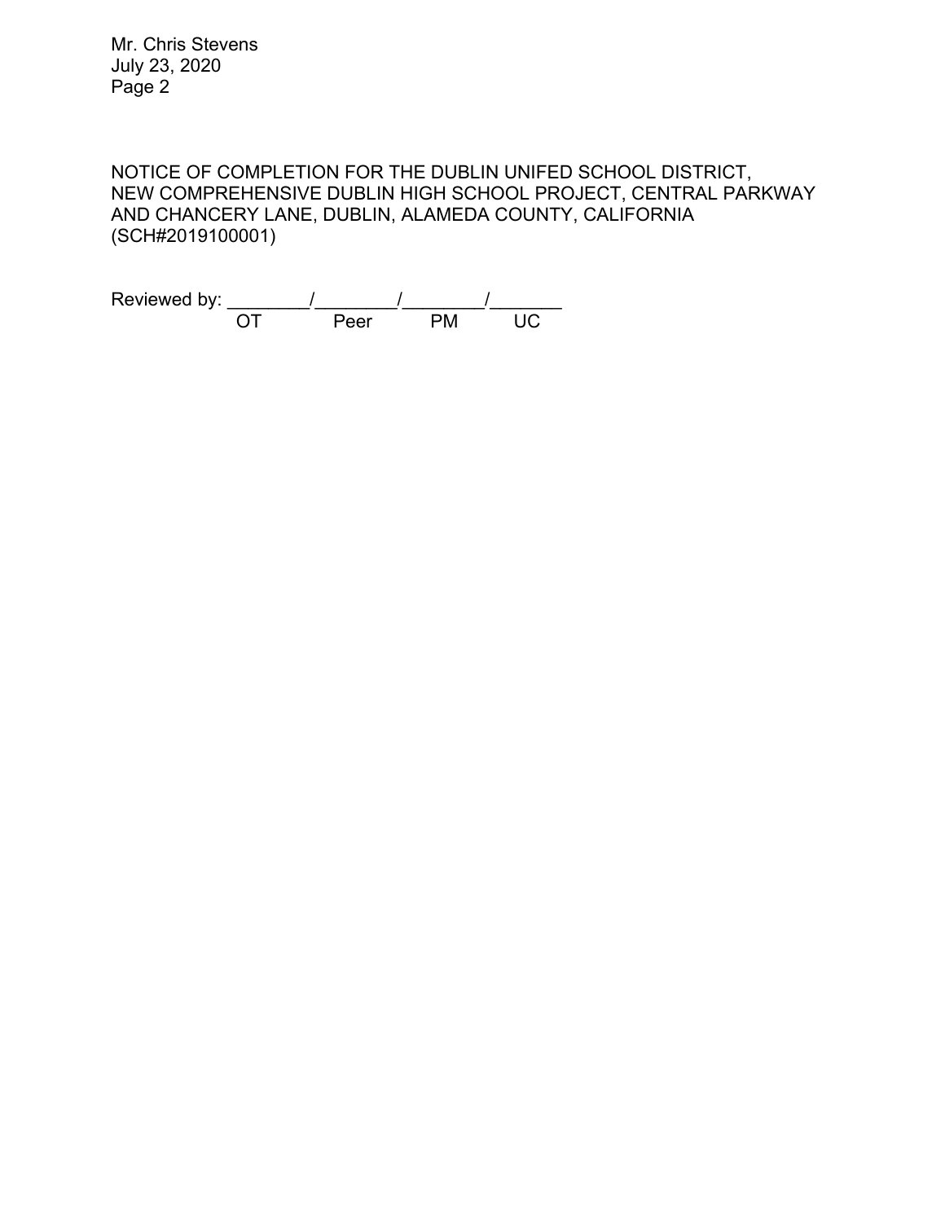Mr. Chris Stevens
July 23, 2020
Page 2

NOTICE OF COMPLETION FOR THE DUBLIN UNIFED SCHOOL DISTRICT, NEW COMPREHENSIVE DUBLIN HIGH SCHOOL PROJECT, CENTRAL PARKWAY AND CHANCERY LANE, DUBLIN, ALAMEDA COUNTY, CALIFORNIA (SCH#2019100001)

Reviewed by: ________/________/________/_______
OT Peer PM UC